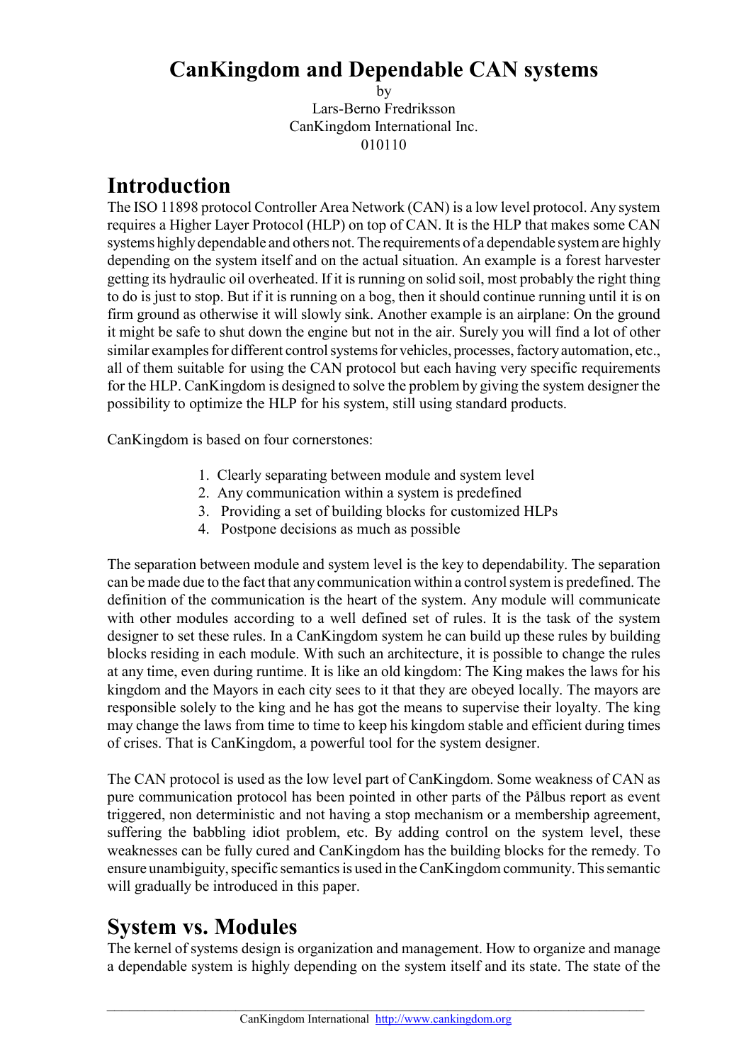# CanKingdom and Dependable CAN systems

by
Lars-Berno Fredriksson
CanKingdom International Inc.
010110

## Introduction

The ISO 11898 protocol Controller Area Network (CAN) is a low level protocol. Any system requires a Higher Layer Protocol (HLP) on top of CAN. It is the HLP that makes some CAN systems highly dependable and others not. The requirements of a dependable system are highly depending on the system itself and on the actual situation. An example is a forest harvester getting its hydraulic oil overheated. If it is running on solid soil, most probably the right thing to do is just to stop. But if it is running on a bog, then it should continue running until it is on firm ground as otherwise it will slowly sink. Another example is an airplane: On the ground it might be safe to shut down the engine but not in the air. Surely you will find a lot of other similar examples for different control systems for vehicles, processes, factory automation, etc., all of them suitable for using the CAN protocol but each having very specific requirements for the HLP. CanKingdom is designed to solve the problem by giving the system designer the possibility to optimize the HLP for his system, still using standard products.

CanKingdom is based on four cornerstones:

1. Clearly separating between module and system level
2. Any communication within a system is predefined
3. Providing a set of building blocks for customized HLPs
4. Postpone decisions as much as possible

The separation between module and system level is the key to dependability. The separation can be made due to the fact that any communication within a control system is predefined. The definition of the communication is the heart of the system. Any module will communicate with other modules according to a well defined set of rules. It is the task of the system designer to set these rules. In a CanKingdom system he can build up these rules by building blocks residing in each module. With such an architecture, it is possible to change the rules at any time, even during runtime. It is like an old kingdom: The King makes the laws for his kingdom and the Mayors in each city sees to it that they are obeyed locally. The mayors are responsible solely to the king and he has got the means to supervise their loyalty. The king may change the laws from time to time to keep his kingdom stable and efficient during times of crises. That is CanKingdom, a powerful tool for the system designer.

The CAN protocol is used as the low level part of CanKingdom. Some weakness of CAN as pure communication protocol has been pointed in other parts of the Pålbus report as event triggered, non deterministic and not having a stop mechanism or a membership agreement, suffering the babbling idiot problem, etc. By adding control on the system level, these weaknesses can be fully cured and CanKingdom has the building blocks for the remedy. To ensure unambiguity, specific semantics is used in the CanKingdom community. This semantic will gradually be introduced in this paper.

## System vs. Modules

The kernel of systems design is organization and management. How to organize and manage a dependable system is highly depending on the system itself and its state. The state of the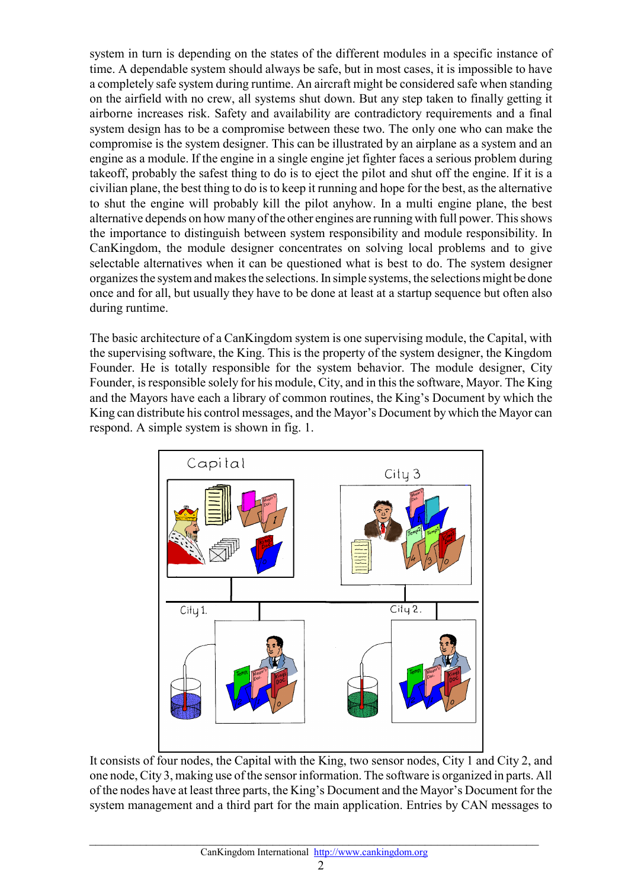system in turn is depending on the states of the different modules in a specific instance of time. A dependable system should always be safe, but in most cases, it is impossible to have a completely safe system during runtime. An aircraft might be considered safe when standing on the airfield with no crew, all systems shut down. But any step taken to finally getting it airborne increases risk. Safety and availability are contradictory requirements and a final system design has to be a compromise between these two. The only one who can make the compromise is the system designer. This can be illustrated by an airplane as a system and an engine as a module. If the engine in a single engine jet fighter faces a serious problem during takeoff, probably the safest thing to do is to eject the pilot and shut off the engine. If it is a civilian plane, the best thing to do is to keep it running and hope for the best, as the alternative to shut the engine will probably kill the pilot anyhow. In a multi engine plane, the best alternative depends on how many of the other engines are running with full power. This shows the importance to distinguish between system responsibility and module responsibility. In CanKingdom, the module designer concentrates on solving local problems and to give selectable alternatives when it can be questioned what is best to do. The system designer organizes the system and makes the selections. In simple systems, the selections might be done once and for all, but usually they have to be done at least at a startup sequence but often also during runtime.

The basic architecture of a CanKingdom system is one supervising module, the Capital, with the supervising software, the King. This is the property of the system designer, the Kingdom Founder. He is totally responsible for the system behavior. The module designer, City Founder, is responsible solely for his module, City, and in this the software, Mayor. The King and the Mayors have each a library of common routines, the King's Document by which the King can distribute his control messages, and the Mayor's Document by which the Mayor can respond. A simple system is shown in fig. 1.

It consists of four nodes, the Capital with the King, two sensor nodes, City 1 and City 2, and one node, City 3, making use of the sensor information. The software is organized in parts. All of the nodes have at least three parts, the King's Document and the Mayor's Document for the system management and a third part for the main application. Entries by CAN messages to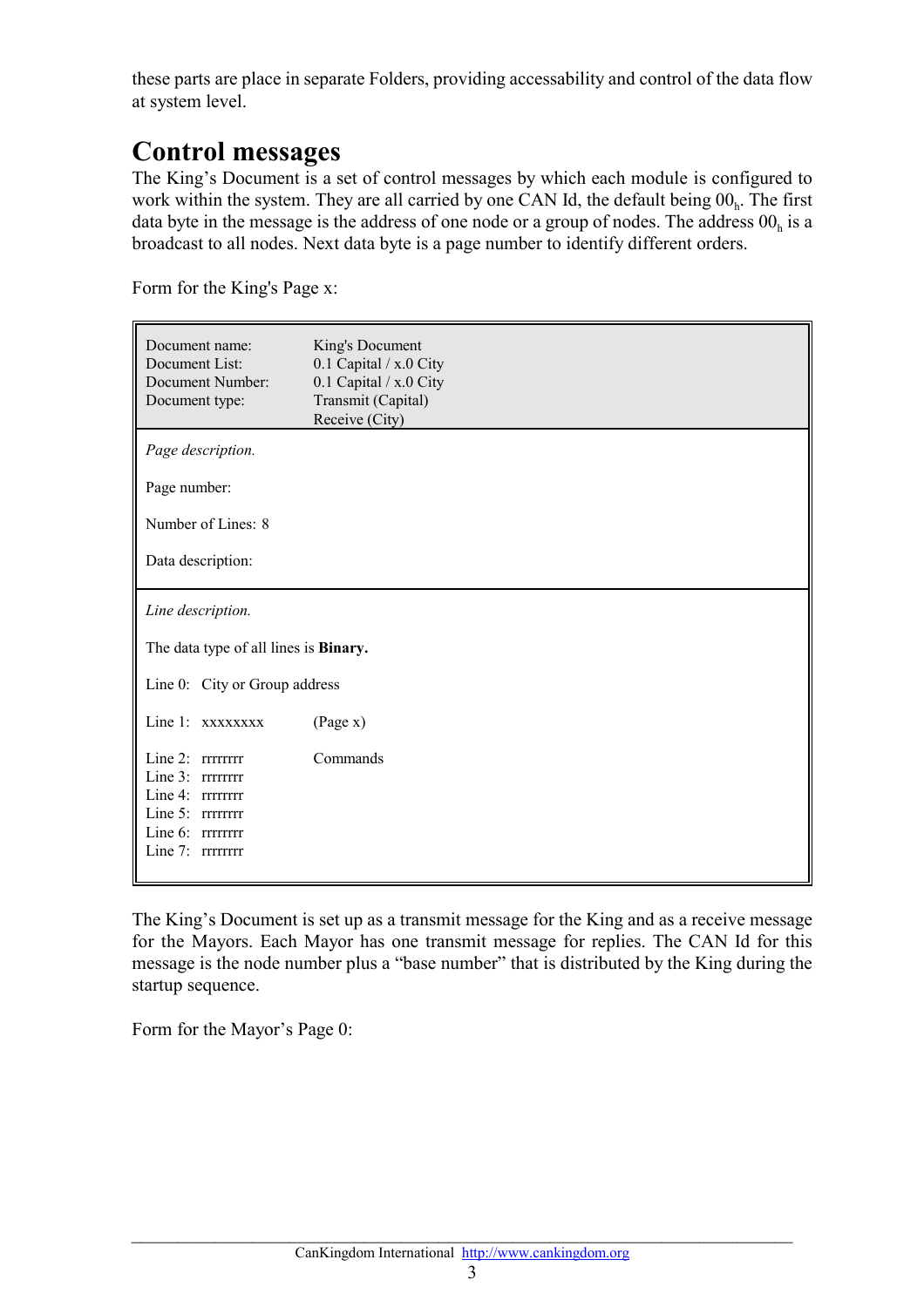these parts are place in separate Folders, providing accessability and control of the data flow at system level.

## Control messages

The King's Document is a set of control messages by which each module is configured to work within the system. They are all carried by one CAN Id, the default being $00_h$. The first data byte in the message is the address of one node or a group of nodes. The address $00_h$ is a broadcast to all nodes. Next data byte is a page number to identify different orders.

Form for the King's Page x:

| | |
|---|---|
| Document name: | King's Document |
| Document List: | 0.1 Capital / x.0 City |
| Document Number: | 0.1 Capital / x.0 City |
| Document type: | Transmit (Capital)<br>Receive (City) |

*Page description.*

Page number:

Number of Lines: 8

Data description:

*Line description.*

The data type of all lines is **Binary.**

Line 0: City or Group address

Line 1: xxxxxxxx (Page x)

Line 2: rrrrrrrr Commands
Line 3: rrrrrrrr
Line 4: rrrrrrrr
Line 5: rrrrrrrr
Line 6: rrrrrrrr
Line 7: rrrrrrrr

The King's Document is set up as a transmit message for the King and as a receive message for the Mayors. Each Mayor has one transmit message for replies. The CAN Id for this message is the node number plus a "base number" that is distributed by the King during the startup sequence.

Form for the Mayor's Page 0: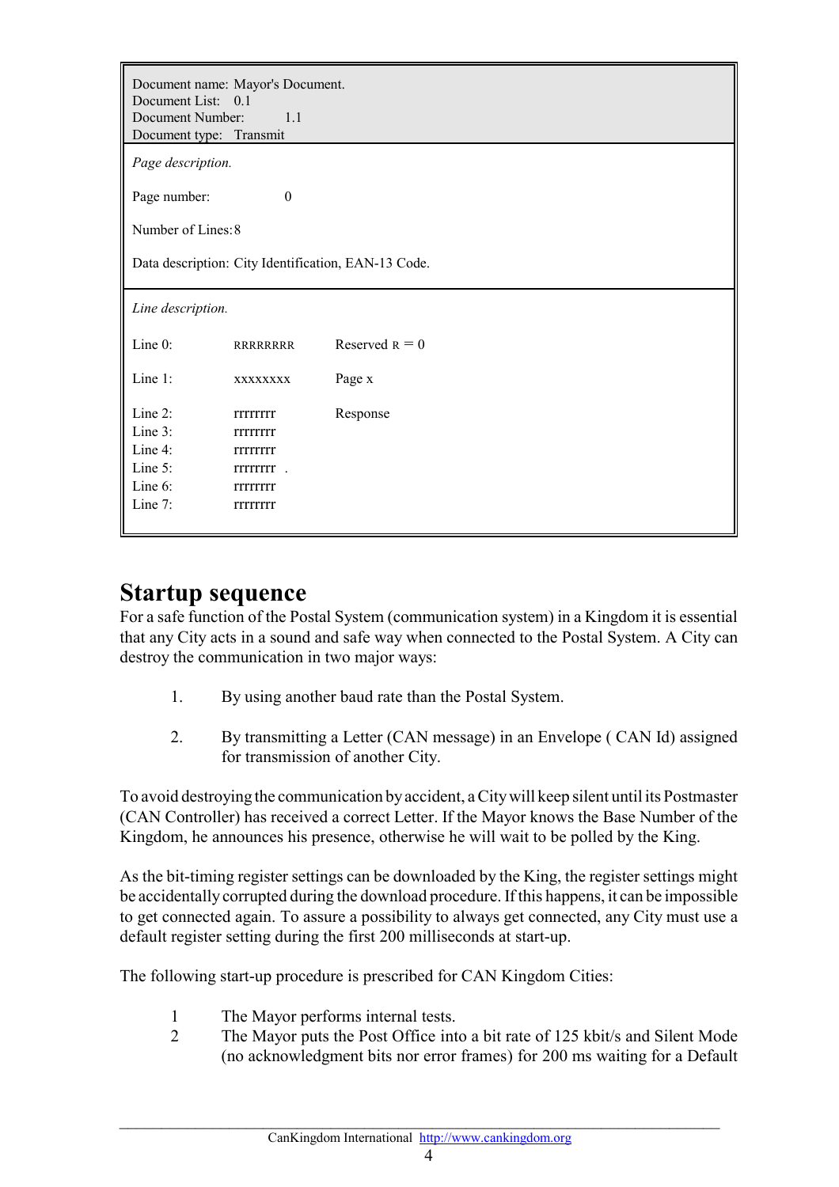Document name: Mayor's Document.
Document List: 0.1
Document Number: 1.1
Document type: Transmit

*Page description.*

Page number: 0

Number of Lines: 8

Data description: City Identification, EAN-13 Code.

*Line description.*

| | | |
|---|---|---|
| Line 0: | RRRRRRRR | Reserved R = 0 |
| Line 1: | xxxxxxxx | Page x |
| Line 2: | rrrrrrrr | Response |
| Line 3: | rrrrrrrr | |
| Line 4: | rrrrrrrr | |
| Line 5: | rrrrrrrr . | |
| Line 6: | rrrrrrrr | |
| Line 7: | rrrrrrrr | |

# Startup sequence

For a safe function of the Postal System (communication system) in a Kingdom it is essential that any City acts in a sound and safe way when connected to the Postal System. A City can destroy the communication in two major ways:

1. By using another baud rate than the Postal System.

2. By transmitting a Letter (CAN message) in an Envelope ( CAN Id) assigned for transmission of another City.

To avoid destroying the communication by accident, a City will keep silent until its Postmaster (CAN Controller) has received a correct Letter. If the Mayor knows the Base Number of the Kingdom, he announces his presence, otherwise he will wait to be polled by the King.

As the bit-timing register settings can be downloaded by the King, the register settings might be accidentally corrupted during the download procedure. If this happens, it can be impossible to get connected again. To assure a possibility to always get connected, any City must use a default register setting during the first 200 milliseconds at start-up.

The following start-up procedure is prescribed for CAN Kingdom Cities:

1 The Mayor performs internal tests.
2 The Mayor puts the Post Office into a bit rate of 125 kbit/s and Silent Mode (no acknowledgment bits nor error frames) for 200 ms waiting for a Default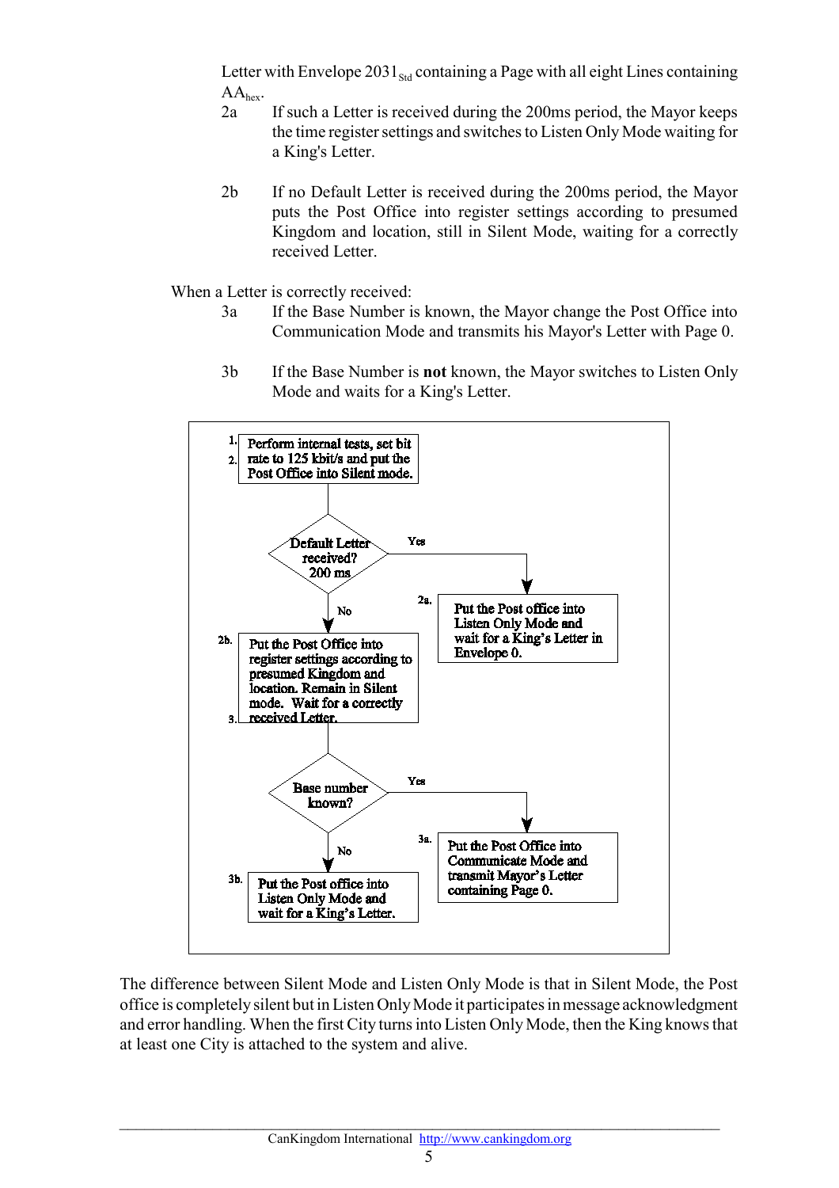Letter with Envelope $2031_{Std}$ containing a Page with all eight Lines containing $AA_{hex}$.

2a If such a Letter is received during the 200ms period, the Mayor keeps the time register settings and switches to Listen Only Mode waiting for a King's Letter.

2b If no Default Letter is received during the 200ms period, the Mayor puts the Post Office into register settings according to presumed Kingdom and location, still in Silent Mode, waiting for a correctly received Letter.

When a Letter is correctly received:

3a If the Base Number is known, the Mayor change the Post Office into Communication Mode and transmits his Mayor's Letter with Page 0.

3b If the Base Number is **not** known, the Mayor switches to Listen Only Mode and waits for a King's Letter.

1. 2. Perform internal tests, set bit rate to 125 kbit/s and put the Post Office into Silent mode.

Default Letter received? 200 ms — Yes / No

2a. Put the Post office into Listen Only Mode and wait for a King's Letter in Envelope 0.

2b. Put the Post Office into register settings according to presumed Kingdom and location. Remain in Silent mode. Wait for a correctly 3. received Letter.

Base number known? — Yes / No

3a. Put the Post Office into Communicate Mode and transmit Mayor's Letter containing Page 0.

3b. Put the Post office into Listen Only Mode and wait for a King's Letter.

The difference between Silent Mode and Listen Only Mode is that in Silent Mode, the Post office is completely silent but in Listen Only Mode it participates in message acknowledgment and error handling. When the first City turns into Listen Only Mode, then the King knows that at least one City is attached to the system and alive.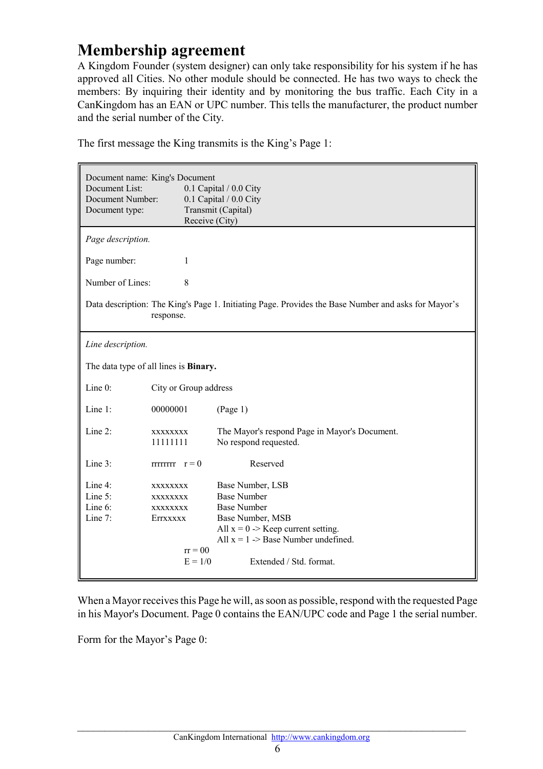# Membership agreement

A Kingdom Founder (system designer) can only take responsibility for his system if he has approved all Cities. No other module should be connected. He has two ways to check the members: By inquiring their identity and by monitoring the bus traffic. Each City in a CanKingdom has an EAN or UPC number. This tells the manufacturer, the product number and the serial number of the City.

The first message the King transmits is the King's Page 1:

| | | |
|---|---|---|
| Document name: King's Document | | |
| Document List: | 0.1 Capital / 0.0 City | |
| Document Number: | 0.1 Capital / 0.0 City | |
| Document type: | Transmit (Capital)<br>Receive (City) | |
| *Page description.* | | |
| Page number: | 1 | |
| Number of Lines: | 8 | |
| Data description: The King's Page 1. Initiating Page. Provides the Base Number and asks for Mayor's response. | | |
| *Line description.* | | |
| The data type of all lines is **Binary.** | | |
| Line 0: | City or Group address | |
| Line 1: | 00000001 | (Page 1) |
| Line 2: | xxxxxxxx<br>11111111 | The Mayor's respond Page in Mayor's Document.<br>No respond requested. |
| Line 3: | rrrrrrrr r = 0 | Reserved |
| Line 4: | xxxxxxxx | Base Number, LSB |
| Line 5: | xxxxxxxx | Base Number |
| Line 6: | xxxxxxxx | Base Number |
| Line 7: | Errxxxxx | Base Number, MSB<br>All x = 0 -> Keep current setting.<br>All x = 1 -> Base Number undefined. |
| | rr = 00 | |
| | E = 1/0 | Extended / Std. format. |

When a Mayor receives this Page he will, as soon as possible, respond with the requested Page in his Mayor's Document. Page 0 contains the EAN/UPC code and Page 1 the serial number.

Form for the Mayor's Page 0: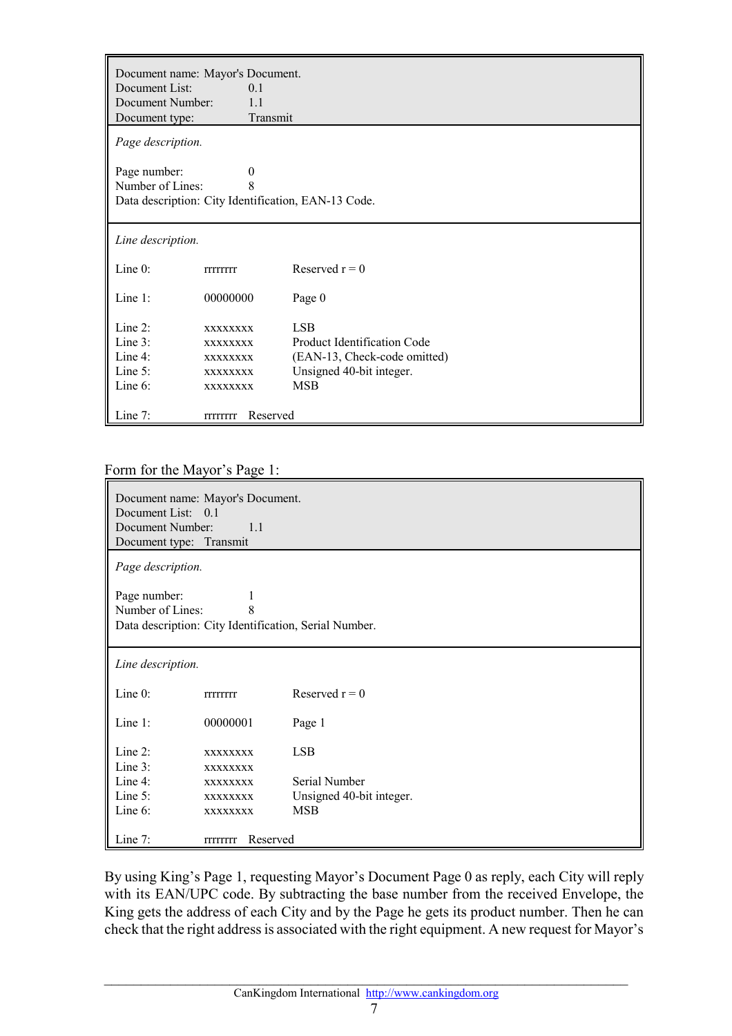| Document name: Mayor's Document. | | |
|---|---|---|
| Document List: | 0.1 | |
| Document Number: | 1.1 | |
| Document type: | Transmit | |
| *Page description.* | | |
| Page number: | 0 | |
| Number of Lines: | 8 | |
| Data description: City Identification, EAN-13 Code. | | |
| *Line description.* | | |
| Line 0: | rrrrrrrr | Reserved r = 0 |
| Line 1: | 00000000 | Page 0 |
| Line 2: | xxxxxxxx | LSB |
| Line 3: | xxxxxxxx | Product Identification Code |
| Line 4: | xxxxxxxx | (EAN-13, Check-code omitted) |
| Line 5: | xxxxxxxx | Unsigned 40-bit integer. |
| Line 6: | xxxxxxxx | MSB |
| Line 7: | rrrrrrrr | Reserved |

Form for the Mayor’s Page 1:

| Document name: Mayor's Document. | | |
|---|---|---|
| Document List: | 0.1 | |
| Document Number: | 1.1 | |
| Document type: | Transmit | |
| *Page description.* | | |
| Page number: | 1 | |
| Number of Lines: | 8 | |
| Data description: City Identification, Serial Number. | | |
| *Line description.* | | |
| Line 0: | rrrrrrrr | Reserved r = 0 |
| Line 1: | 00000001 | Page 1 |
| Line 2: | xxxxxxxx | LSB |
| Line 3: | xxxxxxxx | |
| Line 4: | xxxxxxxx | Serial Number |
| Line 5: | xxxxxxxx | Unsigned 40-bit integer. |
| Line 6: | xxxxxxxx | MSB |
| Line 7: | rrrrrrrr | Reserved |

By using King’s Page 1, requesting Mayor’s Document Page 0 as reply, each City will reply with its EAN/UPC code. By subtracting the base number from the received Envelope, the King gets the address of each City and by the Page he gets its product number. Then he can check that the right address is associated with the right equipment. A new request for Mayor’s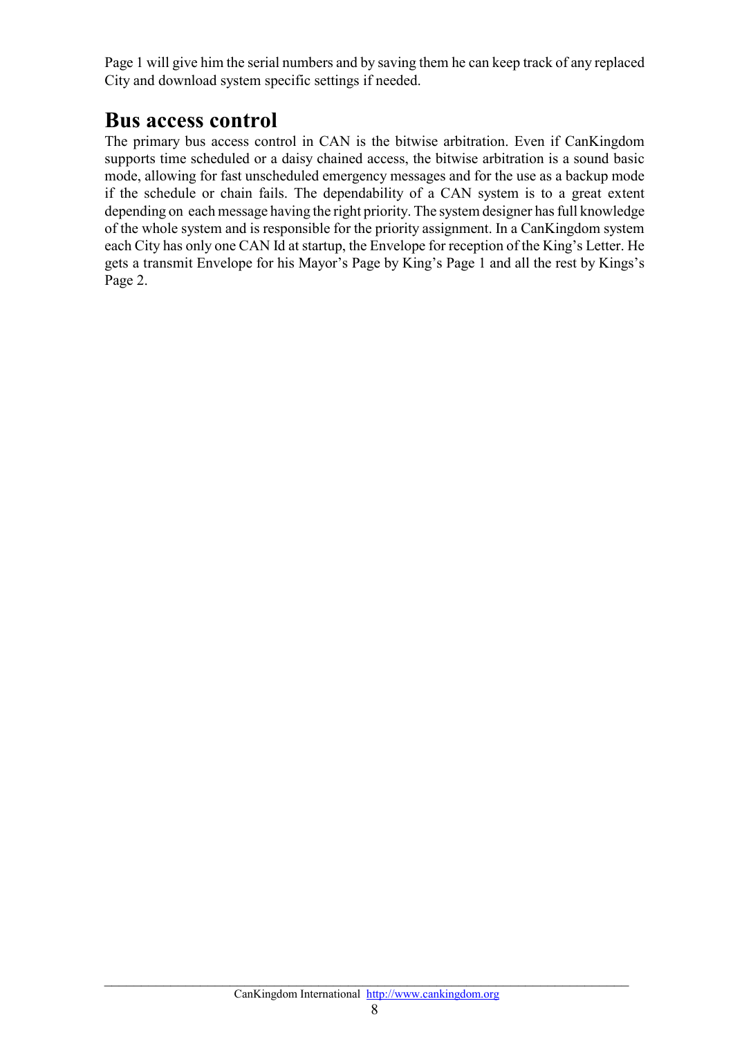Page 1 will give him the serial numbers and by saving them he can keep track of any replaced City and download system specific settings if needed.

## Bus access control

The primary bus access control in CAN is the bitwise arbitration. Even if CanKingdom supports time scheduled or a daisy chained access, the bitwise arbitration is a sound basic mode, allowing for fast unscheduled emergency messages and for the use as a backup mode if the schedule or chain fails. The dependability of a CAN system is to a great extent depending on each message having the right priority. The system designer has full knowledge of the whole system and is responsible for the priority assignment. In a CanKingdom system each City has only one CAN Id at startup, the Envelope for reception of the King's Letter. He gets a transmit Envelope for his Mayor's Page by King's Page 1 and all the rest by Kings's Page 2.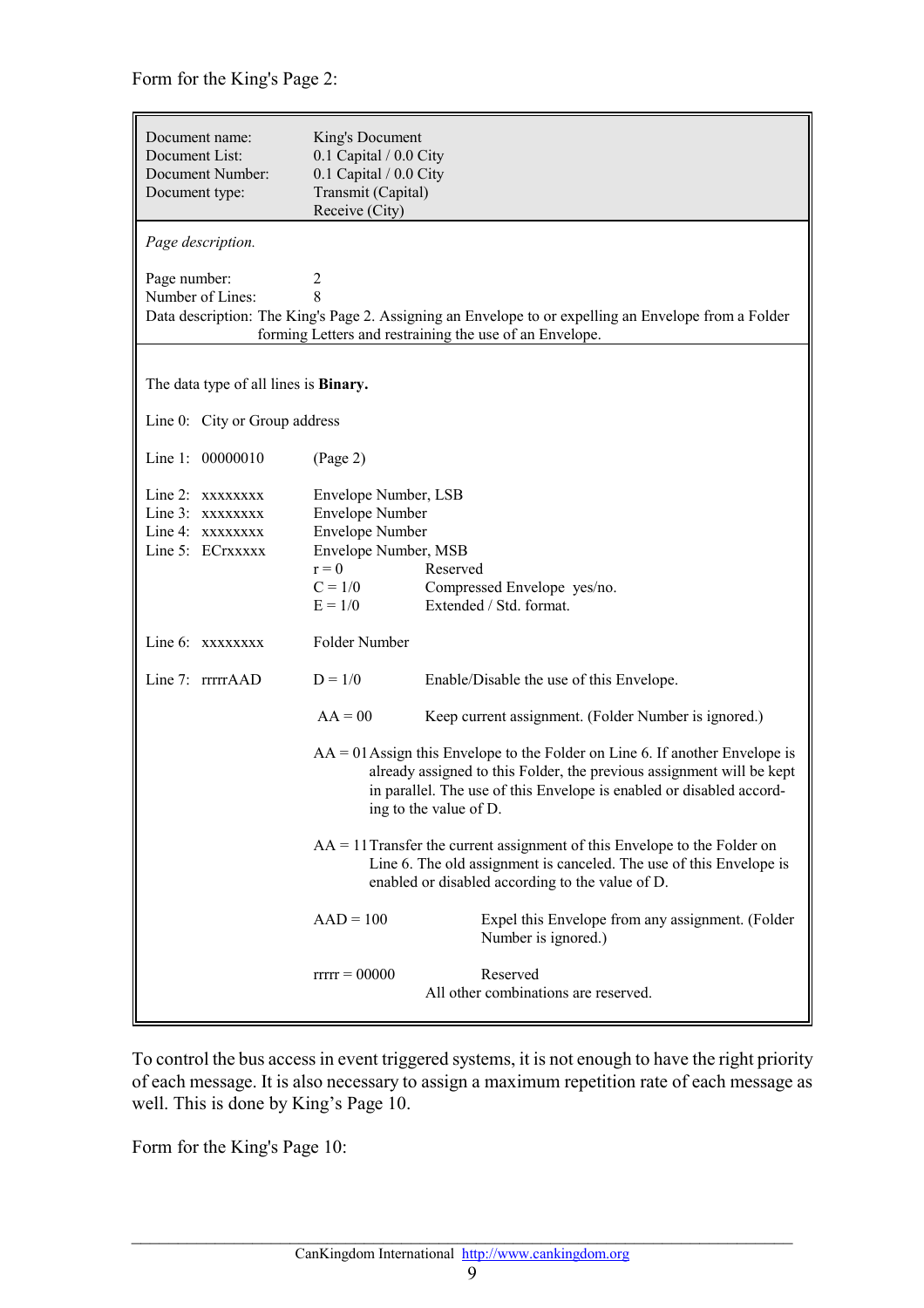Form for the King's Page 2:

| | |
|---|---|
| Document name: | King's Document |
| Document List: | 0.1 Capital / 0.0 City |
| Document Number: | 0.1 Capital / 0.0 City |
| Document type: | Transmit (Capital)<br>Receive (City) |

*Page description.*

Page number: 2
Number of Lines: 8
Data description: The King's Page 2. Assigning an Envelope to or expelling an Envelope from a Folder forming Letters and restraining the use of an Envelope.

The data type of all lines is **Binary.**

Line 0: City or Group address

Line 1: 00000010 (Page 2)

Line 2: xxxxxxxx Envelope Number, LSB
Line 3: xxxxxxxx Envelope Number
Line 4: xxxxxxxx Envelope Number
Line 5: ECrxxxxx Envelope Number, MSB

- r = 0 Reserved
- C = 1/0 Compressed Envelope yes/no.
- E = 1/0 Extended / Std. format.

Line 6: xxxxxxxx Folder Number

Line 7: rrrrAAD

- D = 1/0 Enable/Disable the use of this Envelope.
- AA = 00 Keep current assignment. (Folder Number is ignored.)
- AA = 01 Assign this Envelope to the Folder on Line 6. If another Envelope is already assigned to this Folder, the previous assignment will be kept in parallel. The use of this Envelope is enabled or disabled according to the value of D.
- AA = 11 Transfer the current assignment of this Envelope to the Folder on Line 6. The old assignment is canceled. The use of this Envelope is enabled or disabled according to the value of D.
- AAD = 100 Expel this Envelope from any assignment. (Folder Number is ignored.)
- rrrr = 00000 Reserved

All other combinations are reserved.

To control the bus access in event triggered systems, it is not enough to have the right priority of each message. It is also necessary to assign a maximum repetition rate of each message as well. This is done by King's Page 10.

Form for the King's Page 10: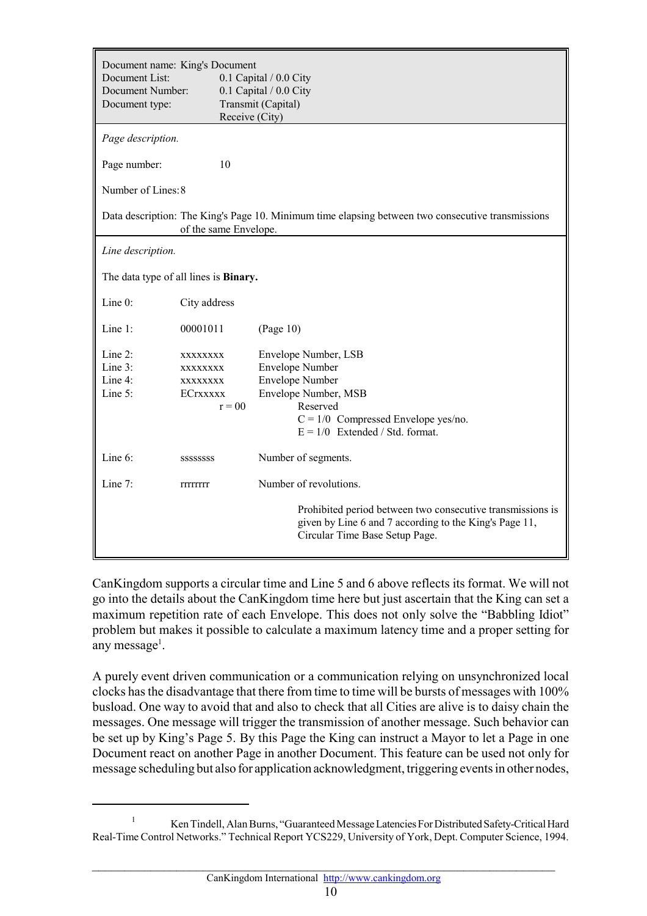| | |
|---|---|
| Document name: King's Document | |
| Document List: | 0.1 Capital / 0.0 City |
| Document Number: | 0.1 Capital / 0.0 City |
| Document type: | Transmit (Capital)<br>Receive (City) |

*Page description.*

Page number: 10

Number of Lines: 8

Data description: The King's Page 10. Minimum time elapsing between two consecutive transmissions of the same Envelope.

*Line description.*

The data type of all lines is **Binary.**

| Line | Value | Description |
|---|---|---|
| Line 0: | City address | |
| Line 1: | 00001011 | (Page 10) |
| Line 2: | xxxxxxxx | Envelope Number, LSB |
| Line 3: | xxxxxxxx | Envelope Number |
| Line 4: | xxxxxxxx | Envelope Number |
| Line 5: | ECrxxxxx | Envelope Number, MSB |
| | r = 00 | Reserved |
| | | C = 1/0 Compressed Envelope yes/no. |
| | | E = 1/0 Extended / Std. format. |
| Line 6: | sssssss | Number of segments. |
| Line 7: | rrrrrrrr | Number of revolutions. |
| | | Prohibited period between two consecutive transmissions is given by Line 6 and 7 according to the King's Page 11, Circular Time Base Setup Page. |

CanKingdom supports a circular time and Line 5 and 6 above reflects its format. We will not go into the details about the CanKingdom time here but just ascertain that the King can set a maximum repetition rate of each Envelope. This does not only solve the "Babbling Idiot" problem but makes it possible to calculate a maximum latency time and a proper setting for any message[1].

A purely event driven communication or a communication relying on unsynchronized local clocks has the disadvantage that there from time to time will be bursts of messages with 100% busload. One way to avoid that and also to check that all Cities are alive is to daisy chain the messages. One message will trigger the transmission of another message. Such behavior can be set up by King's Page 5. By this Page the King can instruct a Mayor to let a Page in one Document react on another Page in another Document. This feature can be used not only for message scheduling but also for application acknowledgment, triggering events in other nodes,

---

[1] Ken Tindell, Alan Burns, "Guaranteed Message Latencies For Distributed Safety-Critical Hard Real-Time Control Networks." Technical Report YCS229, University of York, Dept. Computer Science, 1994.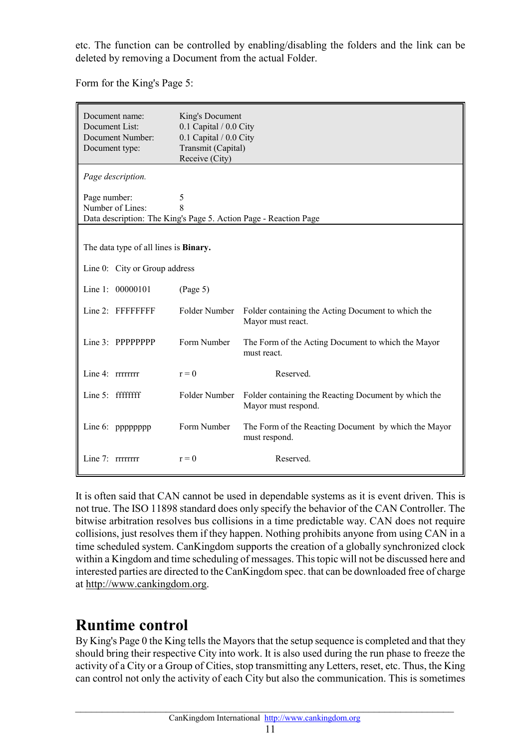etc. The function can be controlled by enabling/disabling the folders and the link can be deleted by removing a Document from the actual Folder.

Form for the King's Page 5:

| | | |
|---|---|---|
| Document name: | King's Document | |
| Document List: | 0.1 Capital / 0.0 City | |
| Document Number: | 0.1 Capital / 0.0 City | |
| Document type: | Transmit (Capital)<br>Receive (City) | |
| *Page description.* | | |
| Page number: | 5 | |
| Number of Lines: | 8 | |
| Data description: The King's Page 5. Action Page - Reaction Page | | |
| The data type of all lines is **Binary.** | | |
| Line 0: City or Group address | | |
| Line 1: 00000101 | (Page 5) | |
| Line 2: FFFFFFFF | Folder Number | Folder containing the Acting Document to which the Mayor must react. |
| Line 3: PPPPPPPP | Form Number | The Form of the Acting Document to which the Mayor must react. |
| Line 4: rrrrrrrr | r = 0 | Reserved. |
| Line 5: ffffffff | Folder Number | Folder containing the Reacting Document by which the Mayor must respond. |
| Line 6: pppppppp | Form Number | The Form of the Reacting Document by which the Mayor must respond. |
| Line 7: rrrrrrrr | r = 0 | Reserved. |

It is often said that CAN cannot be used in dependable systems as it is event driven. This is not true. The ISO 11898 standard does only specify the behavior of the CAN Controller. The bitwise arbitration resolves bus collisions in a time predictable way. CAN does not require collisions, just resolves them if they happen. Nothing prohibits anyone from using CAN in a time scheduled system. CanKingdom supports the creation of a globally synchronized clock within a Kingdom and time scheduling of messages. This topic will not be discussed here and interested parties are directed to the CanKingdom spec. that can be downloaded free of charge at http://www.cankingdom.org.

# Runtime control

By King's Page 0 the King tells the Mayors that the setup sequence is completed and that they should bring their respective City into work. It is also used during the run phase to freeze the activity of a City or a Group of Cities, stop transmitting any Letters, reset, etc. Thus, the King can control not only the activity of each City but also the communication. This is sometimes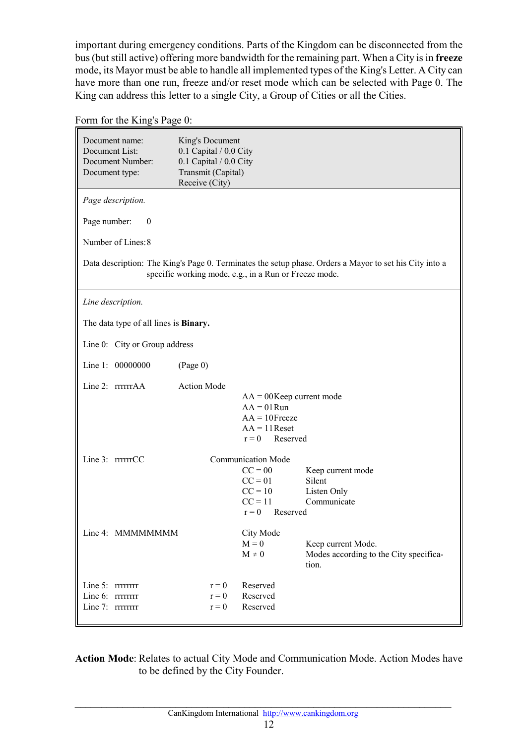important during emergency conditions. Parts of the Kingdom can be disconnected from the bus (but still active) offering more bandwidth for the remaining part. When a City is in **freeze** mode, its Mayor must be able to handle all implemented types of the King's Letter. A City can have more than one run, freeze and/or reset mode which can be selected with Page 0. The King can address this letter to a single City, a Group of Cities or all the Cities.

Form for the King's Page 0:

| | |
|---|---|
| Document name: | King's Document |
| Document List: | 0.1 Capital / 0.0 City |
| Document Number: | 0.1 Capital / 0.0 City |
| Document type: | Transmit (Capital)<br>Receive (City) |

*Page description.*

Page number: 0

Number of Lines: 8

Data description: The King's Page 0. Terminates the setup phase. Orders a Mayor to set his City into a specific working mode, e.g., in a Run or Freeze mode.

*Line description.*

The data type of all lines is **Binary.**

Line 0: City or Group address

Line 1: 00000000 (Page 0)

Line 2: rrrrrrAA Action Mode

| | |
|---|---|
| AA = 00 | Keep current mode |
| AA = 01 | Run |
| AA = 10 | Freeze |
| AA = 11 | Reset |
| r = 0 | Reserved |

Line 3: rrrrrrCC Communication Mode

| | |
|---|---|
| CC = 00 | Keep current mode |
| CC = 01 | Silent |
| CC = 10 | Listen Only |
| CC = 11 | Communicate |
| r = 0 | Reserved |

Line 4: MMMMMMMM City Mode

| | |
|---|---|
| M = 0 | Keep current Mode. |
| M ≠ 0 | Modes according to the City specification. |

Line 5: rrrrrrrr r = 0 Reserved
Line 6: rrrrrrrr r = 0 Reserved
Line 7: rrrrrrrr r = 0 Reserved

**Action Mode**: Relates to actual City Mode and Communication Mode. Action Modes have to be defined by the City Founder.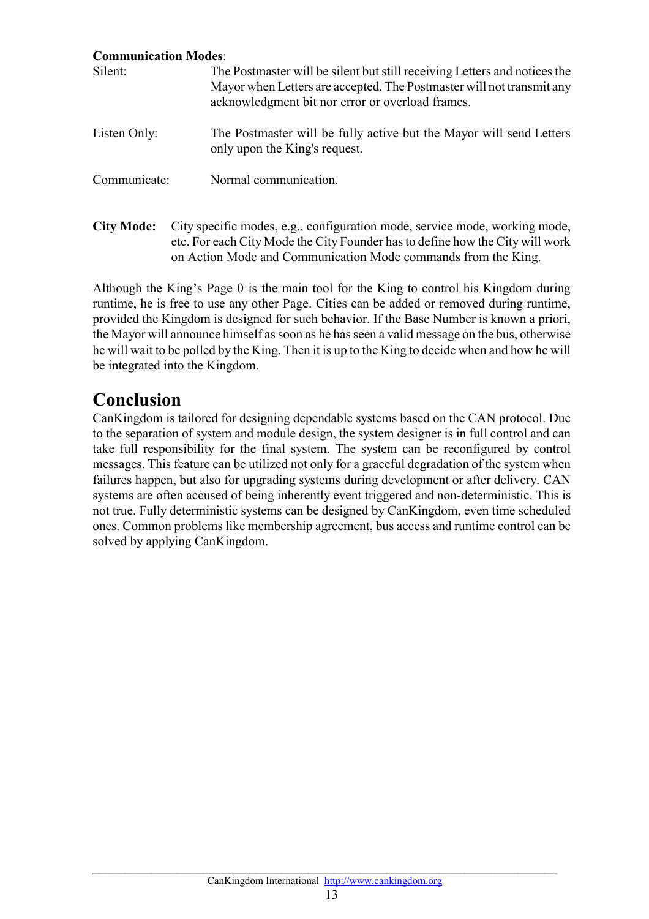**Communication Modes**:

Silent: The Postmaster will be silent but still receiving Letters and notices the Mayor when Letters are accepted. The Postmaster will not transmit any acknowledgment bit nor error or overload frames.

Listen Only: The Postmaster will be fully active but the Mayor will send Letters only upon the King's request.

Communicate: Normal communication.

**City Mode:** City specific modes, e.g., configuration mode, service mode, working mode, etc. For each City Mode the City Founder has to define how the City will work on Action Mode and Communication Mode commands from the King.

Although the King's Page 0 is the main tool for the King to control his Kingdom during runtime, he is free to use any other Page. Cities can be added or removed during runtime, provided the Kingdom is designed for such behavior. If the Base Number is known a priori, the Mayor will announce himself as soon as he has seen a valid message on the bus, otherwise he will wait to be polled by the King. Then it is up to the King to decide when and how he will be integrated into the Kingdom.

## Conclusion

CanKingdom is tailored for designing dependable systems based on the CAN protocol. Due to the separation of system and module design, the system designer is in full control and can take full responsibility for the final system. The system can be reconfigured by control messages. This feature can be utilized not only for a graceful degradation of the system when failures happen, but also for upgrading systems during development or after delivery. CAN systems are often accused of being inherently event triggered and non-deterministic. This is not true. Fully deterministic systems can be designed by CanKingdom, even time scheduled ones. Common problems like membership agreement, bus access and runtime control can be solved by applying CanKingdom.